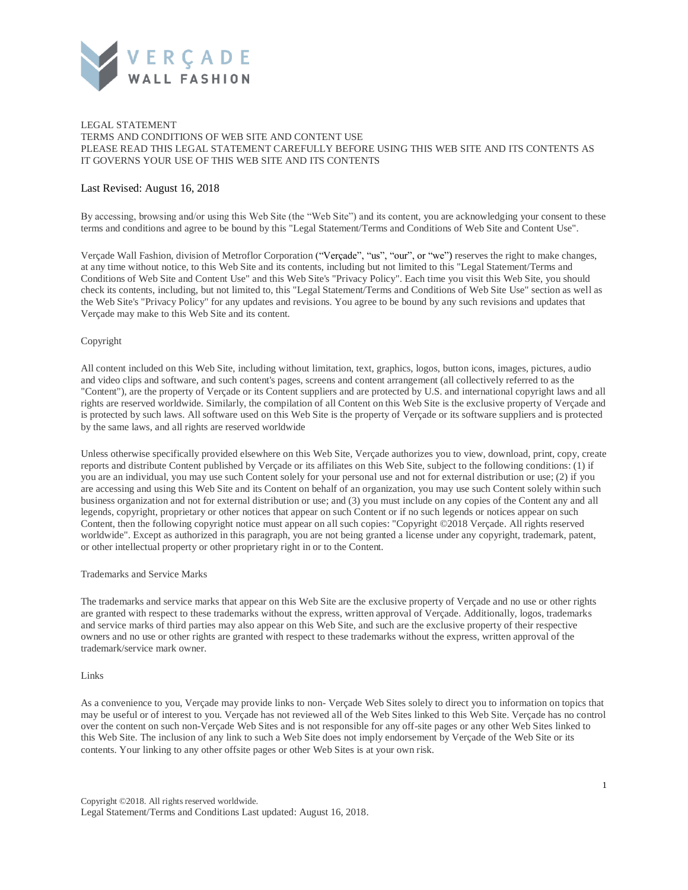LEGAL STATEMENT

TERMS AND CONDITIONS OF WEB SITE AND CONTENT USE

PLEASE READ THIS LEGAL STATEMENT CAREFULLY BEFORE USING THIS WEB SITE AND ITS CONTENTS AS IT GOVERNS YOUR USE OF THIS WEB SITE AND ITS CONTENTS

Last Revised: August 16, 2018

By accessing, browsing and/or using this Web Site (the "Web Site") and its content, you are acknowledging your consent to these terms and conditions and agree to be bound by this "Legal Statement/Terms and Conditions of Web Site and Content Use".

Verçade Wall Fashion, division of Metroflor Corporation ("Verçade", "us", "our", or "we") reserves the right to make changes, at any time without notice, to this Web Site and its contents, including but not limited to this "Legal Statement/Terms and Conditions of Web Site and Content Use" and this Web Site's "Privacy Policy". Each time you visit this Web Site, you should check its contents, including, but not limited to, this "Legal Statement/Terms and Conditions of Web Site Use" section as well as the Web Site's "Privacy Policy" for any updates and revisions. You agree to be bound by any such revisions and updates that Verçade may make to this Web Site and its content.

## Copyright

All content included on this Web Site, including without limitation, text, graphics, logos, button icons, images, pictures, audio and video clips and software, and such content's pages, screens and content arrangement (all collectively referred to as the "Content"), are the property of Verçade or its Content suppliers and are protected by U.S. and international copyright laws and all rights are reserved worldwide. Similarly, the compilation of all Content on this Web Site is the exclusive property of Verçade and is protected by such laws. All software used on this Web Site is the property of Verçade or its software suppliers and is protected by the same laws, and all rights are reserved worldwide

Unless otherwise specifically provided elsewhere on this Web Site, Verçade authorizes you to view, download, print, copy, create reports and distribute Content published by Verçade or its affiliates on this Web Site, subject to the following conditions: (1) if you are an individual, you may use such Content solely for your personal use and not for external distribution or use; (2) if you are accessing and using this Web Site and its Content on behalf of an organization, you may use such Content solely within such business organization and not for external distribution or use; and (3) you must include on any copies of the Content any and all legends, copyright, proprietary or other notices that appear on such Content or if no such legends or notices appear on such Content, then the following copyright notice must appear on all such copies: "Copyright ©2018 Verçade. All rights reserved worldwide". Except as authorized in this paragraph, you are not being granted a license under any copyright, trademark, patent, or other intellectual property or other proprietary right in or to the Content.

## Trademarks and Service Marks

The trademarks and service marks that appear on this Web Site are the exclusive property of Verçade and no use or other rights are granted with respect to these trademarks without the express, written approval of Verçade. Additionally, logos, trademarks and service marks of third parties may also appear on this Web Site, and such are the exclusive property of their respective owners and no use or other rights are granted with respect to these trademarks without the express, written approval of the trademark/service mark owner.

## Links

As a convenience to you, Verçade may provide links to non- Verçade Web Sites solely to direct you to information on topics that may be useful or of interest to you. Verçade has not reviewed all of the Web Sites linked to this Web Site. Verçade has no control over the content on such non-Verçade Web Sites and is not responsible for any off-site pages or any other Web Sites linked to this Web Site. The inclusion of any link to such a Web Site does not imply endorsement by Verçade of the Web Site or its contents. Your linking to any other offsite pages or other Web Sites is at your own risk.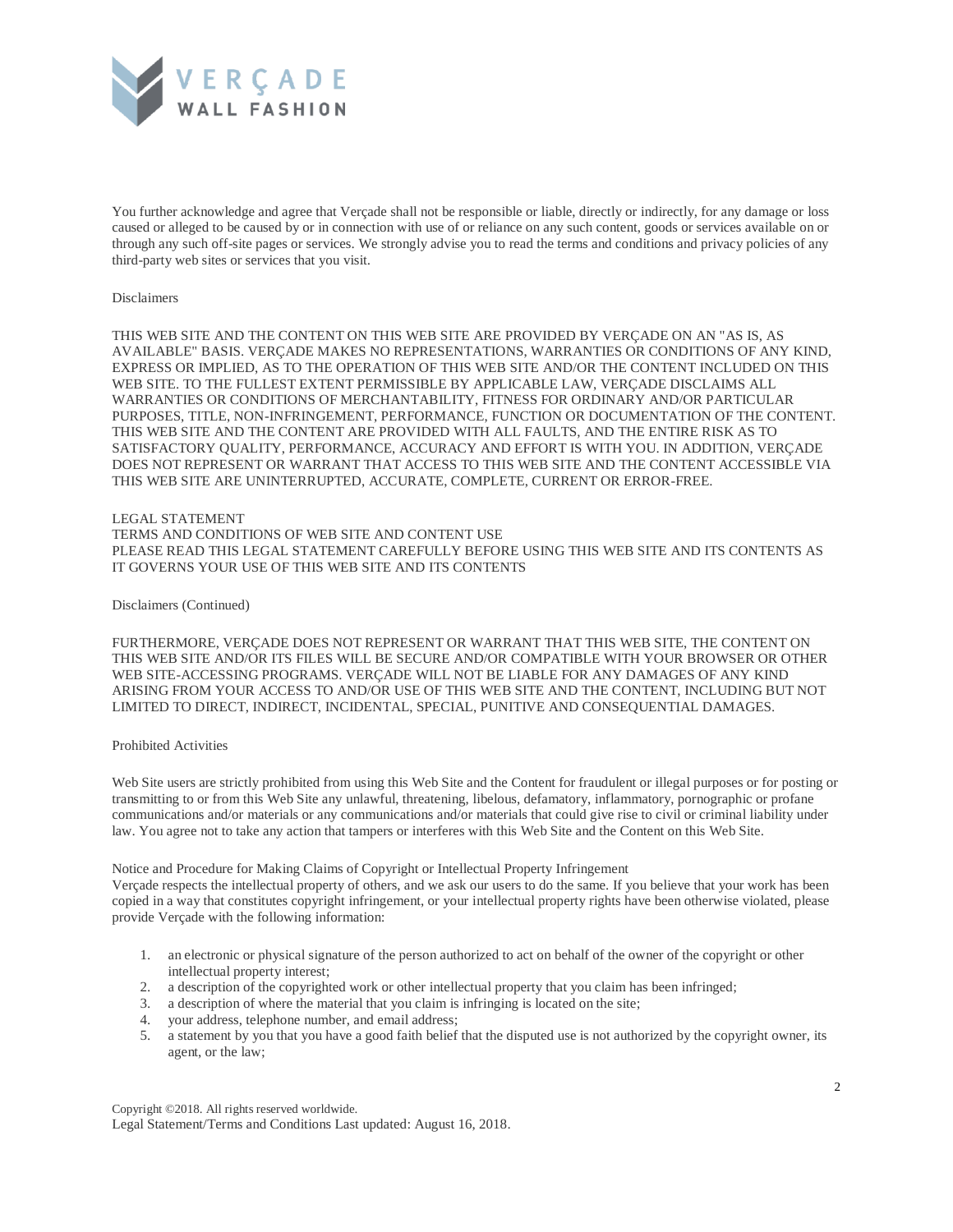You further acknowledge and agree that Verçade shall not be responsible or liable, directly or indirectly, for any damage or loss caused or alleged to be caused by or in connection with use of or reliance on any such content, goods or services available on or through any such off-site pages or services. We strongly advise you to read the terms and conditions and privacy policies of any third-party web sites or services that you visit.

Disclaimers

THIS WEB SITE AND THE CONTENT ON THIS WEB SITE ARE PROVIDED BY VERÇADE ON AN "AS IS, AS AVAILABLE" BASIS. VERÇADE MAKES NO REPRESENTATIONS, WARRANTIES OR CONDITIONS OF ANY KIND, EXPRESS OR IMPLIED, AS TO THE OPERATION OF THIS WEB SITE AND/OR THE CONTENT INCLUDED ON THIS WEB SITE. TO THE FULLEST EXTENT PERMISSIBLE BY APPLICABLE LAW, VERÇADE DISCLAIMS ALL WARRANTIES OR CONDITIONS OF MERCHANTABILITY, FITNESS FOR ORDINARY AND/OR PARTICULAR PURPOSES, TITLE, NON-INFRINGEMENT, PERFORMANCE, FUNCTION OR DOCUMENTATION OF THE CONTENT. THIS WEB SITE AND THE CONTENT ARE PROVIDED WITH ALL FAULTS, AND THE ENTIRE RISK AS TO SATISFACTORY QUALITY, PERFORMANCE, ACCURACY AND EFFORT IS WITH YOU. IN ADDITION, VERÇADE DOES NOT REPRESENT OR WARRANT THAT ACCESS TO THIS WEB SITE AND THE CONTENT ACCESSIBLE VIA THIS WEB SITE ARE UNINTERRUPTED, ACCURATE, COMPLETE, CURRENT OR ERROR-FREE.

LEGAL STATEMENT
TERMS AND CONDITIONS OF WEB SITE AND CONTENT USE
PLEASE READ THIS LEGAL STATEMENT CAREFULLY BEFORE USING THIS WEB SITE AND ITS CONTENTS AS IT GOVERNS YOUR USE OF THIS WEB SITE AND ITS CONTENTS

Disclaimers (Continued)

FURTHERMORE, VERÇADE DOES NOT REPRESENT OR WARRANT THAT THIS WEB SITE, THE CONTENT ON THIS WEB SITE AND/OR ITS FILES WILL BE SECURE AND/OR COMPATIBLE WITH YOUR BROWSER OR OTHER WEB SITE-ACCESSING PROGRAMS. VERÇADE WILL NOT BE LIABLE FOR ANY DAMAGES OF ANY KIND ARISING FROM YOUR ACCESS TO AND/OR USE OF THIS WEB SITE AND THE CONTENT, INCLUDING BUT NOT LIMITED TO DIRECT, INDIRECT, INCIDENTAL, SPECIAL, PUNITIVE AND CONSEQUENTIAL DAMAGES.

Prohibited Activities

Web Site users are strictly prohibited from using this Web Site and the Content for fraudulent or illegal purposes or for posting or transmitting to or from this Web Site any unlawful, threatening, libelous, defamatory, inflammatory, pornographic or profane communications and/or materials or any communications and/or materials that could give rise to civil or criminal liability under law. You agree not to take any action that tampers or interferes with this Web Site and the Content on this Web Site.

Notice and Procedure for Making Claims of Copyright or Intellectual Property Infringement
Verçade respects the intellectual property of others, and we ask our users to do the same. If you believe that your work has been copied in a way that constitutes copyright infringement, or your intellectual property rights have been otherwise violated, please provide Verçade with the following information:

1. an electronic or physical signature of the person authorized to act on behalf of the owner of the copyright or other intellectual property interest;
2. a description of the copyrighted work or other intellectual property that you claim has been infringed;
3. a description of where the material that you claim is infringing is located on the site;
4. your address, telephone number, and email address;
5. a statement by you that you have a good faith belief that the disputed use is not authorized by the copyright owner, its agent, or the law;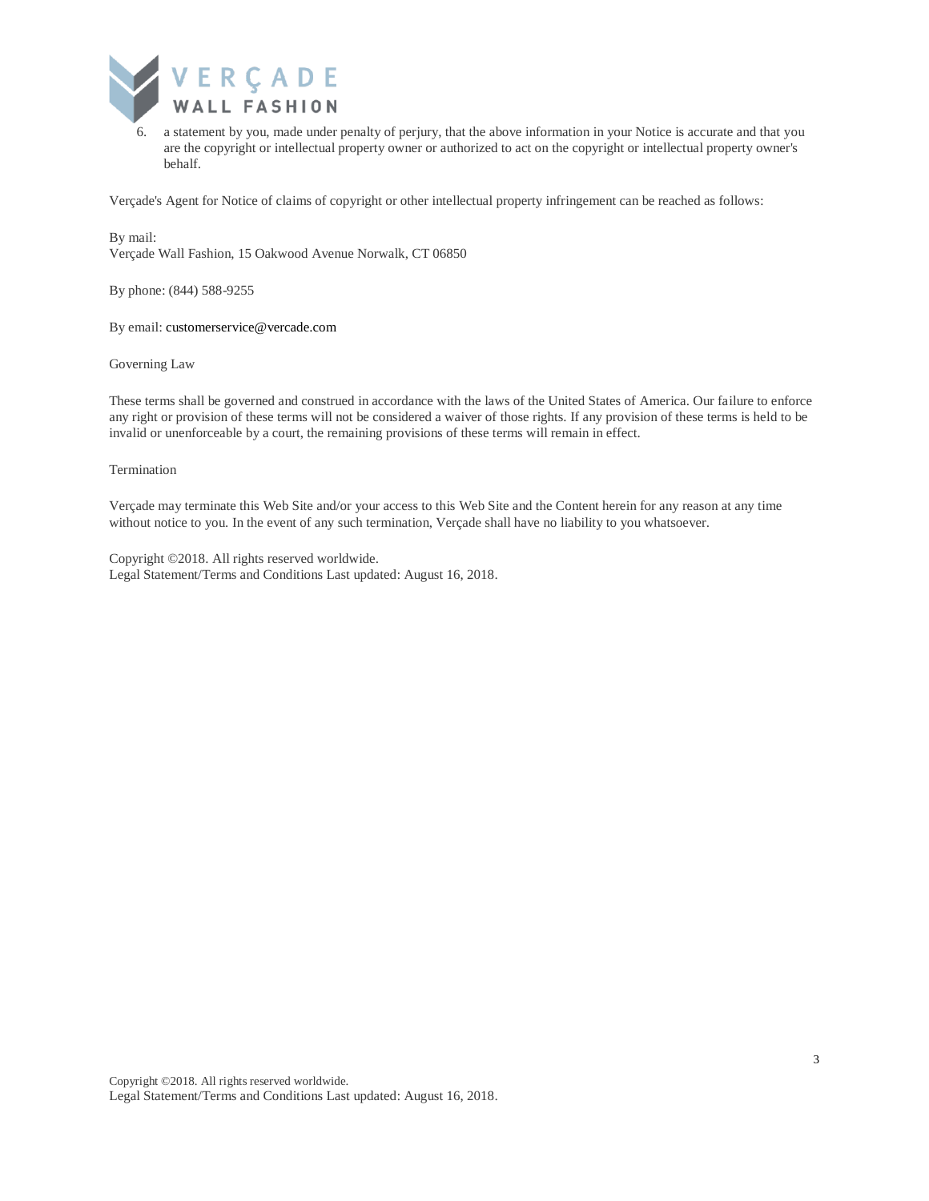6. a statement by you, made under penalty of perjury, that the above information in your Notice is accurate and that you are the copyright or intellectual property owner or authorized to act on the copyright or intellectual property owner's behalf.

Verçade's Agent for Notice of claims of copyright or other intellectual property infringement can be reached as follows:

By mail:
Verçade Wall Fashion, 15 Oakwood Avenue Norwalk, CT 06850

By phone: (844) 588-9255

By email: customerservice@vercade.com

Governing Law

These terms shall be governed and construed in accordance with the laws of the United States of America. Our failure to enforce any right or provision of these terms will not be considered a waiver of those rights. If any provision of these terms is held to be invalid or unenforceable by a court, the remaining provisions of these terms will remain in effect.

Termination

Verçade may terminate this Web Site and/or your access to this Web Site and the Content herein for any reason at any time without notice to you. In the event of any such termination, Verçade shall have no liability to you whatsoever.

Copyright ©2018. All rights reserved worldwide.
Legal Statement/Terms and Conditions Last updated: August 16, 2018.